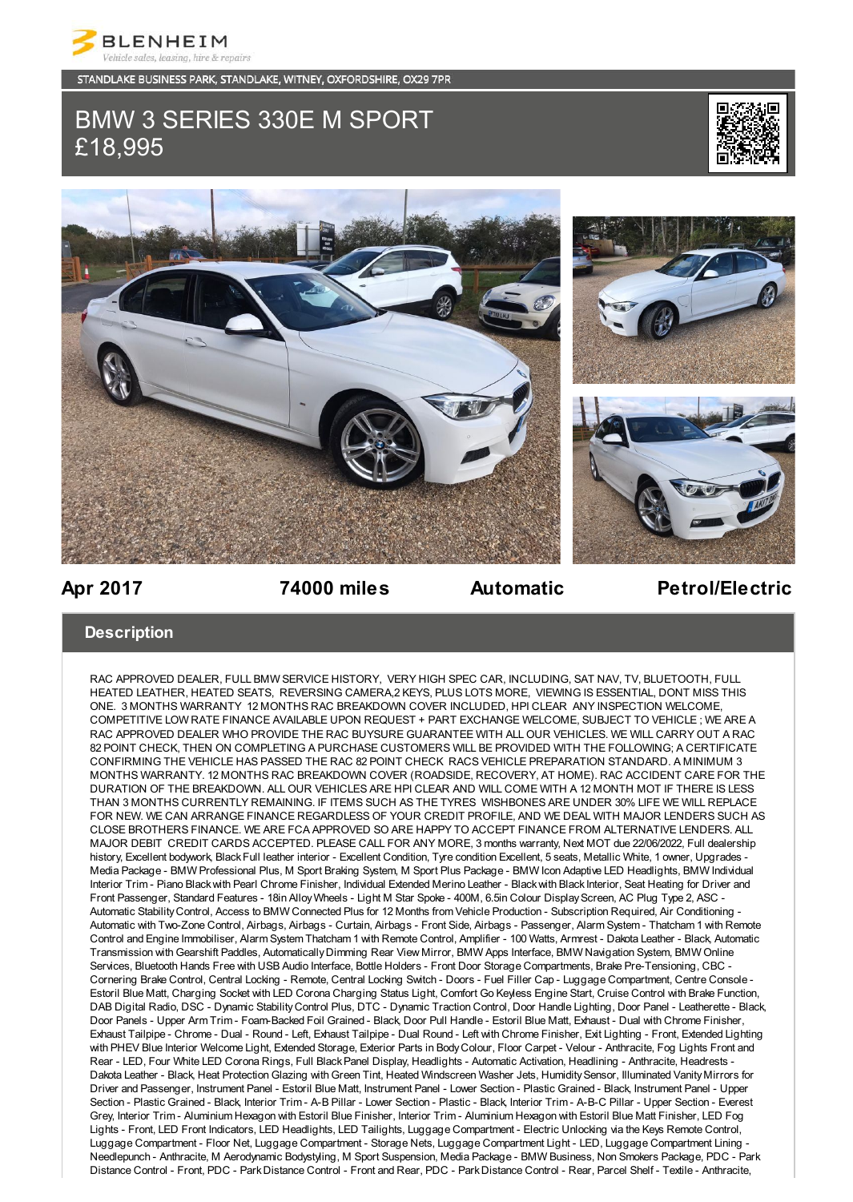BLENHEIM

*Vehicle sales, leasing, hire & repairs*

STANDLAKE BUSINESS PARK, STANDLAKE, WITNEY, OXFORDSHIRE, OX29 7PR

# BMW 3 SERIES 330E M SPORT
# £18,995

**Apr 2017** | **74000 miles** | **Automatic** | **Petrol/Electric**

## Description

RAC APPROVED DEALER, FULL BMW SERVICE HISTORY, VERY HIGH SPEC CAR, INCLUDING, SAT NAV, TV, BLUETOOTH, FULL HEATED LEATHER, HEATED SEATS, REVERSING CAMERA,2 KEYS, PLUS LOTS MORE, VIEWING IS ESSENTIAL, DONT MISS THIS ONE. 3 MONTHS WARRANTY 12 MONTHS RAC BREAKDOWN COVER INCLUDED, HPI CLEAR ANY INSPECTION WELCOME, COMPETITIVE LOW RATE FINANCE AVAILABLE UPON REQUEST + PART EXCHANGE WELCOME, SUBJECT TO VEHICLE ; WE ARE A RAC APPROVED DEALER WHO PROVIDE THE RAC BUYSURE GUARANTEE WITH ALL OUR VEHICLES. WE WILL CARRY OUT A RAC 82 POINT CHECK, THEN ON COMPLETING A PURCHASE CUSTOMERS WILL BE PROVIDED WITH THE FOLLOWING; A CERTIFICATE CONFIRMING THE VEHICLE HAS PASSED THE RAC 82 POINT CHECK RACS VEHICLE PREPARATION STANDARD. A MINIMUM 3 MONTHS WARRANTY. 12 MONTHS RAC BREAKDOWN COVER (ROADSIDE, RECOVERY, AT HOME). RAC ACCIDENT CARE FOR THE DURATION OF THE BREAKDOWN. ALL OUR VEHICLES ARE HPI CLEAR AND WILL COME WITH A 12 MONTH MOT IF THERE IS LESS THAN 3 MONTHS CURRENTLY REMAINING. IF ITEMS SUCH AS THE TYRES WISHBONES ARE UNDER 30% LIFE WE WILL REPLACE FOR NEW. WE CAN ARRANGE FINANCE REGARDLESS OF YOUR CREDIT PROFILE, AND WE DEAL WITH MAJOR LENDERS SUCH AS CLOSE BROTHERS FINANCE. WE ARE FCA APPROVED SO ARE HAPPY TO ACCEPT FINANCE FROM ALTERNATIVE LENDERS. ALL MAJOR DEBIT CREDIT CARDS ACCEPTED. PLEASE CALL FOR ANY MORE, 3 months warranty, Next MOT due 22/06/2022, Full dealership history, Excellent bodywork, Black Full leather interior - Excellent Condition, Tyre condition Excellent, 5 seats, Metallic White, 1 owner, Upgrades - Media Package - BMW Professional Plus, M Sport Braking System, M Sport Plus Package - BMW Icon Adaptive LED Headlights, BMW Individual Interior Trim - Piano Black with Pearl Chrome Finisher, Individual Extended Merino Leather - Black with Black Interior, Seat Heating for Driver and Front Passenger, Standard Features - 18in Alloy Wheels - Light M Star Spoke - 400M, 6.5in Colour Display Screen, AC Plug Type 2, ASC - Automatic Stability Control, Access to BMW Connected Plus for 12 Months from Vehicle Production - Subscription Required, Air Conditioning - Automatic with Two-Zone Control, Airbags, Airbags - Curtain, Airbags - Front Side, Airbags - Passenger, Alarm System - Thatcham 1 with Remote Control and Engine Immobiliser, Alarm System Thatcham 1 with Remote Control, Amplifier - 100 Watts, Armrest - Dakota Leather - Black, Automatic Transmission with Gearshift Paddles, Automatically Dimming Rear View Mirror, BMW Apps Interface, BMW Navigation System, BMW Online Services, Bluetooth Hands Free with USB Audio Interface, Bottle Holders - Front Door Storage Compartments, Brake Pre-Tensioning, CBC - Cornering Brake Control, Central Locking - Remote, Central Locking Switch - Doors - Fuel Filler Cap - Luggage Compartment, Centre Console - Estoril Blue Matt, Charging Socket with LED Corona Charging Status Light, Comfort Go Keyless Engine Start, Cruise Control with Brake Function, DAB Digital Radio, DSC - Dynamic Stability Control Plus, DTC - Dynamic Traction Control, Door Handle Lighting, Door Panel - Leatherette - Black, Door Panels - Upper Arm Trim - Foam-Backed Foil Grained - Black, Door Pull Handle - Estoril Blue Matt, Exhaust - Dual with Chrome Finisher, Exhaust Tailpipe - Chrome - Dual - Round - Left, Exhaust Tailpipe - Dual Round - Left with Chrome Finisher, Exit Lighting - Front, Extended Lighting with PHEV Blue Interior Welcome Light, Extended Storage, Exterior Parts in Body Colour, Floor Carpet - Velour - Anthracite, Fog Lights Front and Rear - LED, Four White LED Corona Rings, Full Black Panel Display, Headlights - Automatic Activation, Headlining - Anthracite, Headrests - Dakota Leather - Black, Heat Protection Glazing with Green Tint, Heated Windscreen Washer Jets, Humidity Sensor, Illuminated Vanity Mirrors for Driver and Passenger, Instrument Panel - Estoril Blue Matt, Instrument Panel - Lower Section - Plastic Grained - Black, Instrument Panel - Upper Section - Plastic Grained - Black, Interior Trim - A-B Pillar - Lower Section - Plastic - Black, Interior Trim - A-B-C Pillar - Upper Section - Everest Grey, Interior Trim - Aluminium Hexagon with Estoril Blue Finisher, Interior Trim - Aluminium Hexagon with Estoril Blue Matt Finisher, LED Fog Lights - Front, LED Front Indicators, LED Headlights, LED Tailights, Luggage Compartment - Electric Unlocking via the Keys Remote Control, Luggage Compartment - Floor Net, Luggage Compartment - Storage Nets, Luggage Compartment Light - LED, Luggage Compartment Lining - Needlepunch - Anthracite, M Aerodynamic Bodystyling, M Sport Suspension, Media Package - BMW Business, Non Smokers Package, PDC - Park Distance Control - Front, PDC - Park Distance Control - Front and Rear, PDC - Park Distance Control - Rear, Parcel Shelf - Textile - Anthracite,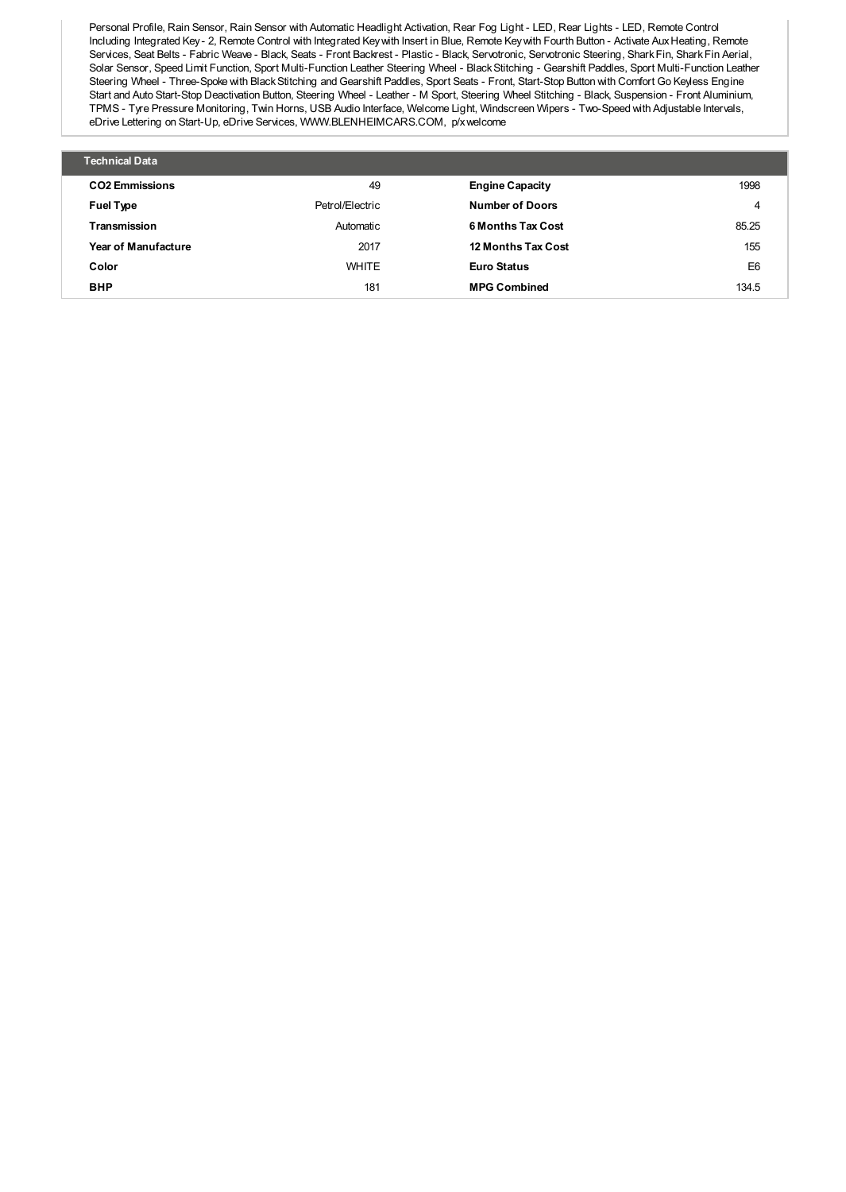Personal Profile, Rain Sensor, Rain Sensor with Automatic Headlight Activation, Rear Fog Light - LED, Rear Lights - LED, Remote Control Including Integrated Key - 2, Remote Control with Integrated Key with Insert in Blue, Remote Key with Fourth Button - Activate Aux Heating, Remote Services, Seat Belts - Fabric Weave - Black, Seats - Front Backrest - Plastic - Black, Servotronic, Servotronic Steering, Shark Fin, Shark Fin Aerial, Solar Sensor, Speed Limit Function, Sport Multi-Function Leather Steering Wheel - Black Stitching - Gearshift Paddles, Sport Multi-Function Leather Steering Wheel - Three-Spoke with Black Stitching and Gearshift Paddles, Sport Seats - Front, Start-Stop Button with Comfort Go Keyless Engine Start and Auto Start-Stop Deactivation Button, Steering Wheel - Leather - M Sport, Steering Wheel Stitching - Black, Suspension - Front Aluminium, TPMS - Tyre Pressure Monitoring, Twin Horns, USB Audio Interface, Welcome Light, Windscreen Wipers - Two-Speed with Adjustable Intervals, eDrive Lettering on Start-Up, eDrive Services, WWW.BLENHEIMCARS.COM, p/x welcome

## Technical Data

| | | | |
|---|---|---|---|
| **CO2 Emmissions** | 49 | **Engine Capacity** | 1998 |
| **Fuel Type** | Petrol/Electric | **Number of Doors** | 4 |
| **Transmission** | Automatic | **6 Months Tax Cost** | 85.25 |
| **Year of Manufacture** | 2017 | **12 Months Tax Cost** | 155 |
| **Color** | WHITE | **Euro Status** | E6 |
| **BHP** | 181 | **MPG Combined** | 134.5 |